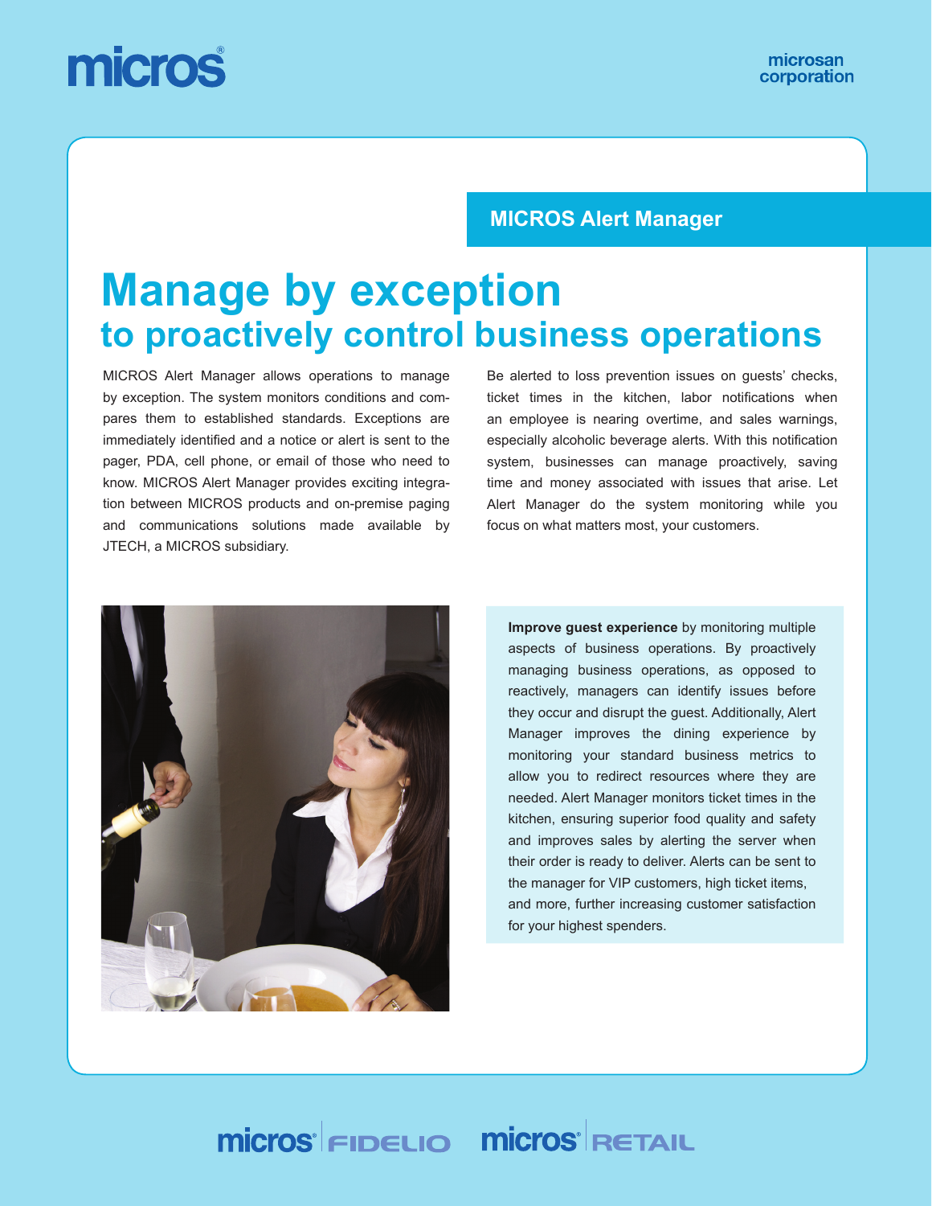micros

microsan corporation

## MICROS Alert Manager

# Manage by exception
## to proactively control business operations

MICROS Alert Manager allows operations to manage by exception. The system monitors conditions and compares them to established standards. Exceptions are immediately identified and a notice or alert is sent to the pager, PDA, cell phone, or email of those who need to know. MICROS Alert Manager provides exciting integration between MICROS products and on-premise paging and communications solutions made available by JTECH, a MICROS subsidiary.

Be alerted to loss prevention issues on guests' checks, ticket times in the kitchen, labor notifications when an employee is nearing overtime, and sales warnings, especially alcoholic beverage alerts. With this notification system, businesses can manage proactively, saving time and money associated with issues that arise. Let Alert Manager do the system monitoring while you focus on what matters most, your customers.

**Improve guest experience** by monitoring multiple aspects of business operations. By proactively managing business operations, as opposed to reactively, managers can identify issues before they occur and disrupt the guest. Additionally, Alert Manager improves the dining experience by monitoring your standard business metrics to allow you to redirect resources where they are needed. Alert Manager monitors ticket times in the kitchen, ensuring superior food quality and safety and improves sales by alerting the server when their order is ready to deliver. Alerts can be sent to the manager for VIP customers, high ticket items, and more, further increasing customer satisfaction for your highest spenders.

micros FIDELIO micros RETAIL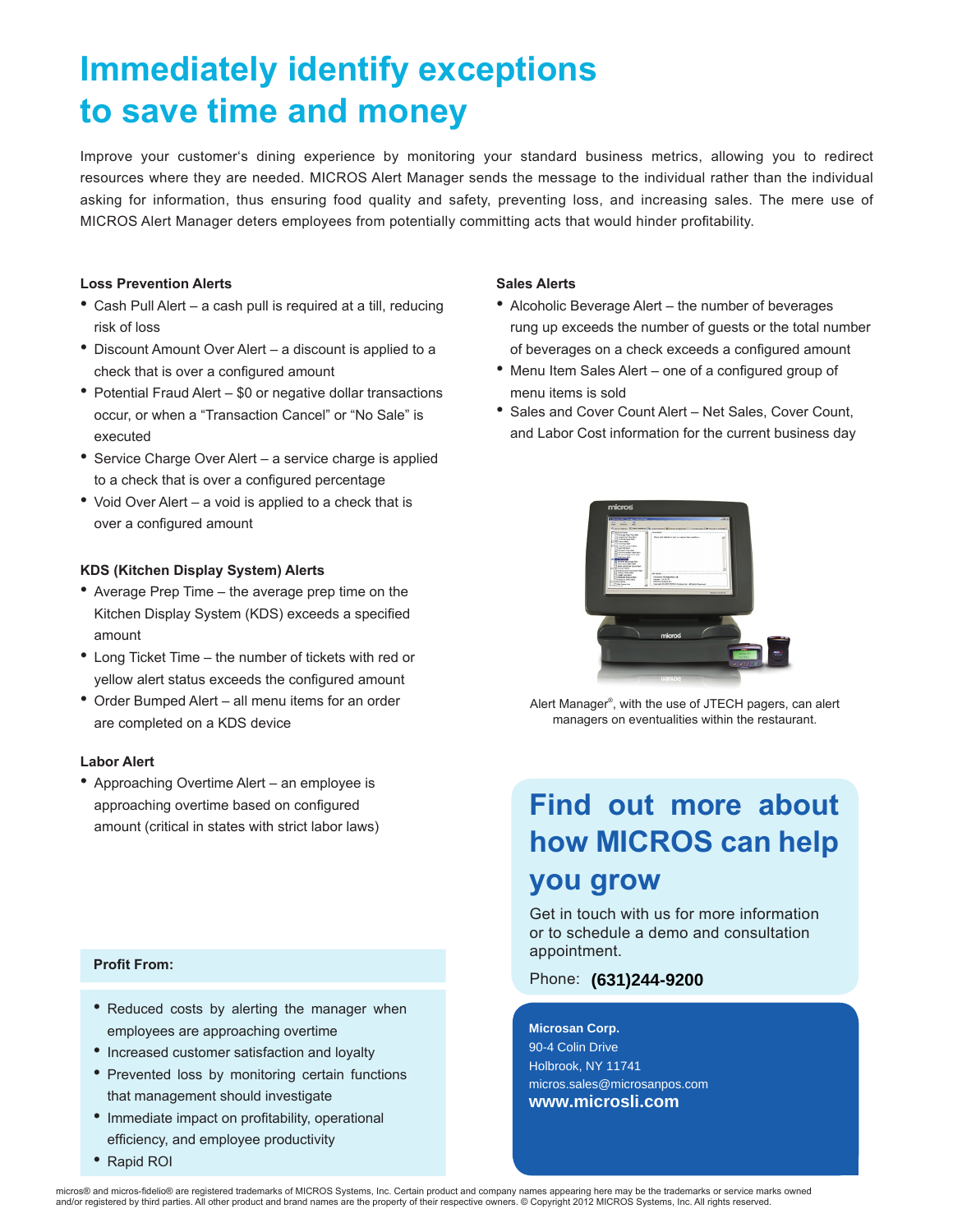# Immediately identify exceptions to save time and money

Improve your customer's dining experience by monitoring your standard business metrics, allowing you to redirect resources where they are needed. MICROS Alert Manager sends the message to the individual rather than the individual asking for information, thus ensuring food quality and safety, preventing loss, and increasing sales. The mere use of MICROS Alert Manager deters employees from potentially committing acts that would hinder profitability.

### Loss Prevention Alerts

- Cash Pull Alert – a cash pull is required at a till, reducing risk of loss
- Discount Amount Over Alert – a discount is applied to a check that is over a configured amount
- Potential Fraud Alert – $0 or negative dollar transactions occur, or when a "Transaction Cancel" or "No Sale" is executed
- Service Charge Over Alert – a service charge is applied to a check that is over a configured percentage
- Void Over Alert – a void is applied to a check that is over a configured amount

### KDS (Kitchen Display System) Alerts

- Average Prep Time – the average prep time on the Kitchen Display System (KDS) exceeds a specified amount
- Long Ticket Time – the number of tickets with red or yellow alert status exceeds the configured amount
- Order Bumped Alert – all menu items for an order are completed on a KDS device

### Labor Alert

- Approaching Overtime Alert – an employee is approaching overtime based on configured amount (critical in states with strict labor laws)

### Profit From:

- Reduced costs by alerting the manager when employees are approaching overtime
- Increased customer satisfaction and loyalty
- Prevented loss by monitoring certain functions that management should investigate
- Immediate impact on profitability, operational efficiency, and employee productivity
- Rapid ROI

### Sales Alerts

- Alcoholic Beverage Alert – the number of beverages rung up exceeds the number of guests or the total number of beverages on a check exceeds a configured amount
- Menu Item Sales Alert – one of a configured group of menu items is sold
- Sales and Cover Count Alert – Net Sales, Cover Count, and Labor Cost information for the current business day

Alert Manager®, with the use of JTECH pagers, can alert managers on eventualities within the restaurant.

## Find out more about how MICROS can help you grow

Get in touch with us for more information or to schedule a demo and consultation appointment.

Phone: **(631)244-9200**

**Microsan Corp.**
90-4 Colin Drive
Holbrook, NY 11741
micros.sales@microsanpos.com
**www.microsli.com**

micros® and micros-fidelio® are registered trademarks of MICROS Systems, Inc. Certain product and company names appearing here may be the trademarks or service marks owned and/or registered by third parties. All other product and brand names are the property of their respective owners. © Copyright 2012 MICROS Systems, Inc. All rights reserved.